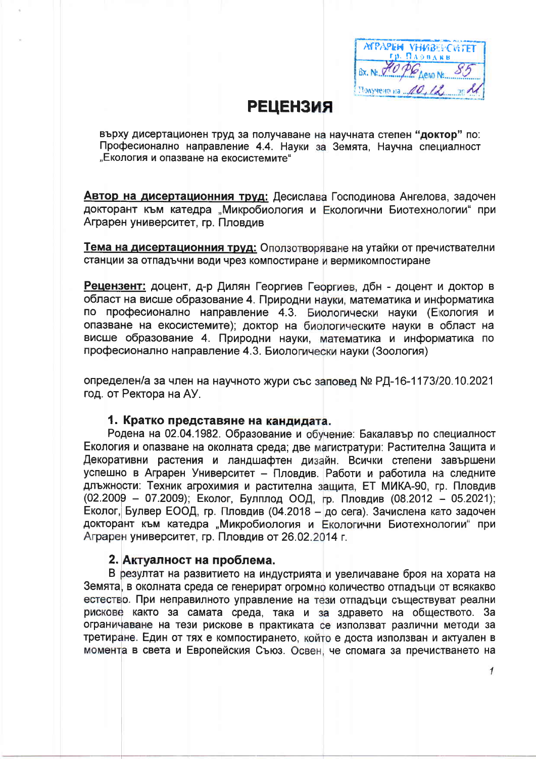АГРАРЕН УНИВЕРСИТЕТ гр. ПЛОВДИВ
Вх. № 4086 Дело № 85
Получено на 10.12. 2021

# РЕЦЕНЗИЯ

върху дисертационен труд за получаване на научната степен **"доктор"** по: Професионално направление 4.4. Науки за Земята, Научна специалност „Екология и опазване на екосистемите"

**Автор на дисертационния труд:** Десислава Господинова Ангелова, задочен докторант към катедра „Микробиология и Екологични Биотехнологии" при Аграрен университет, гр. Пловдив

**Тема на дисертационния труд:** Оползотворяване на утайки от пречиствателни станции за отпадъчни води чрез компостиране и вермикомпостиране

**Рецензент:** доцент, д-р Дилян Георгиев Георгиев, дбн - доцент и доктор в област на висше образование 4. Природни науки, математика и информатика по професионално направление 4.3. Биологически науки (Екология и опазване на екосистемите); доктор на биологическите науки в област на висше образование 4. Природни науки, математика и информатика по професионално направление 4.3. Биологически науки (Зоология)

определен/а за член на научното жури със заповед № РД-16-1173/20.10.2021 год. от Ректора на АУ.

## 1. Кратко представяне на кандидата.

Родена на 02.04.1982. Образование и обучение: Бакалавър по специалност Екология и опазване на околната среда; две магистратури: Растителна Защита и Декоративни растения и ландшафтен дизайн. Всички степени завършени успешно в Аграрен Университет – Пловдив. Работи и работила на следните длъжности: Техник агрохимия и растителна защита, ЕТ МИКА-90, гр. Пловдив (02.2009 – 07.2009); Еколог, Булплод ООД, гр. Пловдив (08.2012 – 05.2021); Еколог, Булвер ЕООД, гр. Пловдив (04.2018 – до сега). Зачислена като задочен докторант към катедра „Микробиология и Екологични Биотехнологии" при Аграрен университет, гр. Пловдив от 26.02.2014 г.

## 2. Актуалност на проблема.

В резултат на развитието на индустрията и увеличаване броя на хората на Земята, в околната среда се генерират огромно количество отпадъци от всякакво естество. При неправилното управление на тези отпадъци съществуват реални рискове както за самата среда, така и за здравето на обществото. За ограничаване на тези рискове в практиката се използват различни методи за третиране. Един от тях е компостирането, който е доста използван и актуален в момента в света и Европейския Съюз. Освен, че спомага за пречистването на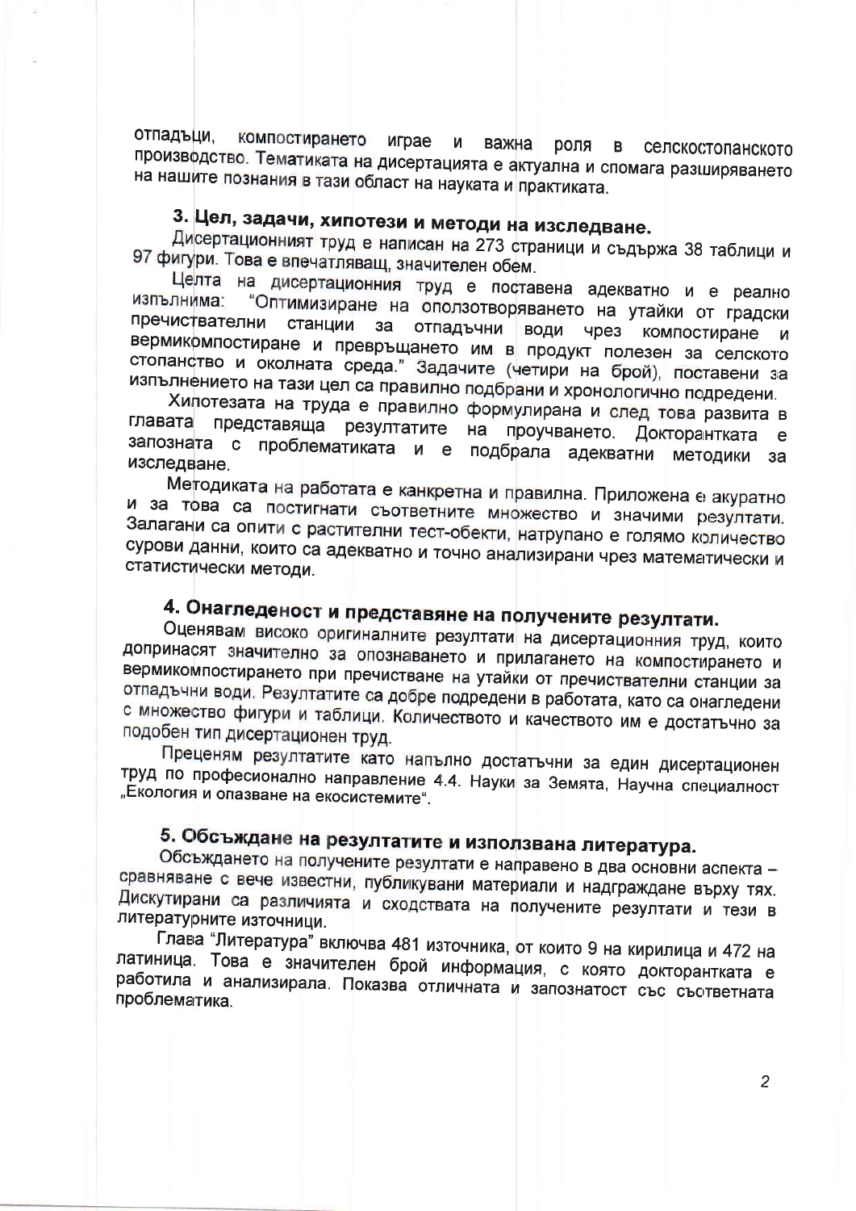отпадъци, компостирането играе и важна роля в селскостопанското производство. Тематиката на дисертацията е актуална и спомага разширяването на нашите познания в тази област на науката и практиката.

## 3. Цел, задачи, хипотези и методи на изследване.

Дисертационният труд е написан на 273 страници и съдържа 38 таблици и 97 фигури. Това е впечатляващ, значителен обем.

Целта на дисертационния труд е поставена адекватно и е реално изпълнима: "Оптимизиране на оползотворяването на утайки от градски пречиствателни станции за отпадъчни води чрез компостиране и вермикомпостиране и превръщането им в продукт полезен за селското стопанство и околната среда." Задачите (четири на брой), поставени за изпълнението на тази цел са правилно подбрани и хронологично подредени.

Хипотезата на труда е правилно формулирана и след това развита в главата представяща резултатите на проучването. Докторантката е запозната с проблематиката и е подбрала адекватни методики за изследване.

Методиката на работата е канкретна и правилна. Приложена е акуратно и за това са постигнати съответните множество и значими резултати. Залагани са опити с растителни тест-обекти, натрупано е голямо количество сурови данни, които са адекватно и точно анализирани чрез математически и статистически методи.

## 4. Онагледеност и представяне на получените резултати.

Оценявам високо оригиналните резултати на дисертационния труд, които допринасят значително за опознаването и прилагането на компостирането и вермикомпостирането при пречистване на утайки от пречиствателни станции за отпадъчни води. Резултатите са добре подредени в работата, като са онагледени с множество фигури и таблици. Количеството и качеството им е достатъчно за подобен тип дисертационен труд.

Преценям резултатите като напълно достатъчни за един дисертационен труд по професионално направление 4.4. Науки за Земята, Научна специалност „Екология и опазване на екосистемите".

## 5. Обсъждане на резултатите и използвана литература.

Обсъждането на получените резултати е направено в два основни аспекта – сравняване с вече известни, публикувани материали и надграждане върху тях. Дискутирани са различията и сходствата на получените резултати и тези в литературните източници.

Глава "Литература" включва 481 източника, от които 9 на кирилица и 472 на латиница. Това е значителен брой информация, с която докторантката е работила и анализирала. Показва отличната и запознатост със съответната проблематика.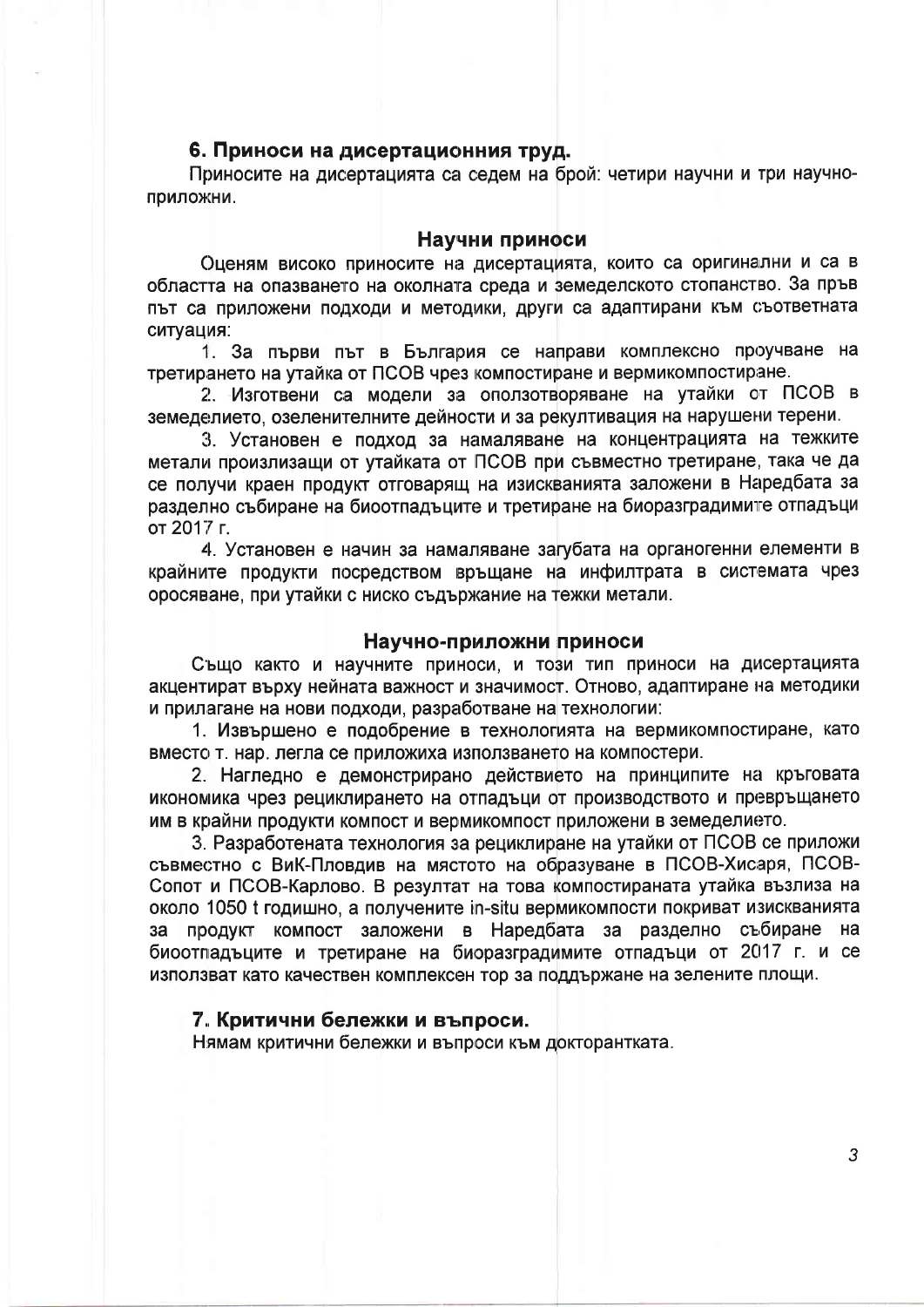### 6. Приноси на дисертационния труд.

Приносите на дисертацията са седем на брой: четири научни и три научно-приложни.

#### Научни приноси

Оценям високо приносите на дисертацията, които са оригинални и са в областта на опазването на околната среда и земеделското стопанство. За пръв път са приложени подходи и методики, други са адаптирани към съответната ситуация:

1. За първи път в България се направи комплексно проучване на третирането на утайка от ПСОВ чрез компостиране и вермикомпостиране.
2. Изготвени са модели за оползотворяване на утайки от ПСОВ в земеделието, озеленителните дейности и за рекултивация на нарушени терени.
3. Установен е подход за намаляване на концентрацията на тежките метали произлизащи от утайката от ПСОВ при съвместно третиране, така че да се получи краен продукт отговарящ на изискванията заложени в Наредбата за разделно събиране на биоотпадъците и третиране на биоразградимите отпадъци от 2017 г.
4. Установен е начин за намаляване загубата на органогенни елементи в крайните продукти посредством връщане на инфилтрата в системата чрез оросяване, при утайки с ниско съдържание на тежки метали.

#### Научно-приложни приноси

Също както и научните приноси, и този тип приноси на дисертацията акцентират върху нейната важност и значимост. Отново, адаптиране на методики и прилагане на нови подходи, разработване на технологии:

1. Извършено е подобрение в технологията на вермикомпостиране, като вместо т. нар. легла се приложиха използването на компостери.
2. Нагледно е демонстрирано действието на принципите на кръговата икономика чрез рециклирането на отпадъци от производството и превръщането им в крайни продукти компост и вермикомпост приложени в земеделието.
3. Разработената технология за рециклиране на утайки от ПСОВ се приложи съвместно с ВиК-Пловдив на мястото на образуване в ПСОВ-Хисаря, ПСОВ-Сопот и ПСОВ-Карлово. В резултат на това компостираната утайка възлиза на около 1050 t годишно, а получените in-situ вермикомпости покриват изискванията за продукт компост заложени в Наредбата за разделно събиране на биоотпадъците и третиране на биоразградимите отпадъци от 2017 г. и се използват като качествен комплексен тор за поддържане на зелените площи.

### 7. Критични бележки и въпроси.

Нямам критични бележки и въпроси към докторантката.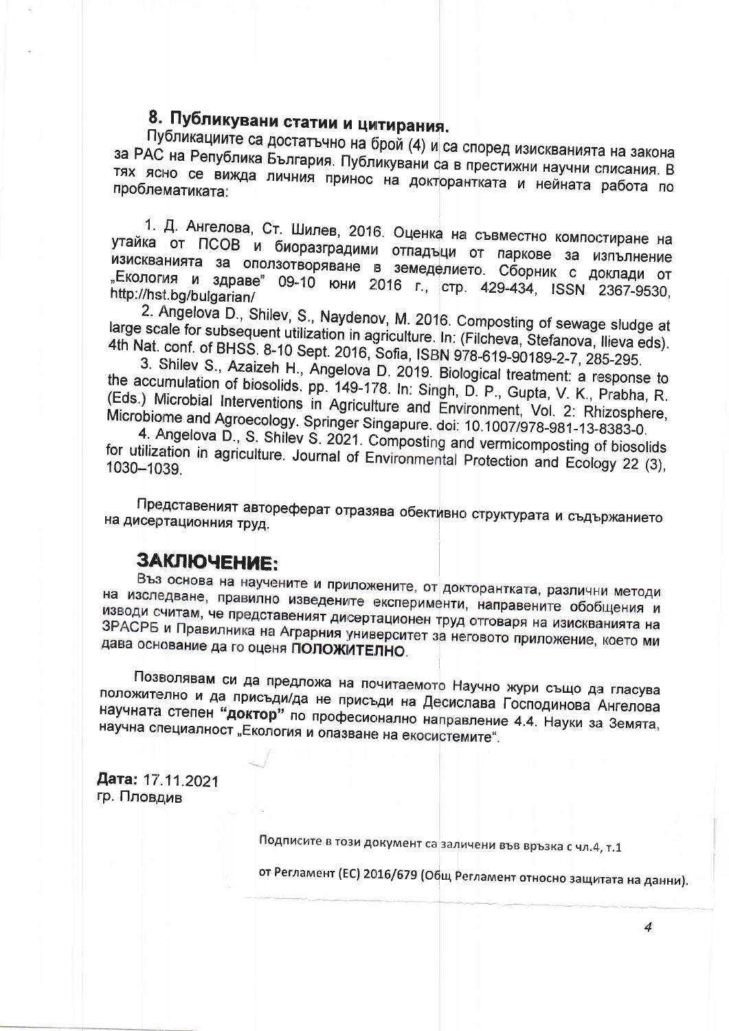## 8. Публикувани статии и цитирания.

Публикациите са достатъчно на брой (4) и са според изискванията на закона за РАС на Република България. Публикувани са в престижни научни списания. В тях ясно се вижда личния принос на докторантката и нейната работа по проблематиката:

1. Д. Ангелова, Ст. Шилев, 2016. Оценка на съвместно компостиране на утайка от ПСОВ и биоразградими отпадъци от паркове за изпълнение изискванията за оползотворяване в земеделието. Сборник с доклади от „Екология и здраве" 09-10 юни 2016 г., стр. 429-434, ISSN 2367-9530, http://hst.bg/bulgarian/
2. Angelova D., Shilev, S., Naydenov, M. 2016. Composting of sewage sludge at large scale for subsequent utilization in agriculture. In: (Filcheva, Stefanova, Ilieva eds). 4th Nat. conf. of BHSS. 8-10 Sept. 2016, Sofia, ISBN 978-619-90189-2-7, 285-295.
3. Shilev S., Azaizeh H., Angelova D. 2019. Biological treatment: a response to the accumulation of biosolids. pp. 149-178. In: Singh, D. P., Gupta, V. K., Prabha, R. (Eds.) Microbial Interventions in Agriculture and Environment, Vol. 2: Rhizosphere, Microbiome and Agroecology. Springer Singapure. doi: 10.1007/978-981-13-8383-0.
4. Angelova D., S. Shilev S. 2021. Composting and vermicomposting of biosolids for utilization in agriculture. Journal of Environmental Protection and Ecology 22 (3), 1030–1039.

Представеният автореферат отразява обективно структурата и съдържанието на дисертационния труд.

## ЗАКЛЮЧЕНИЕ:

Въз основа на научените и приложените, от докторантката, различни методи на изследване, правилно изведените експерименти, направените обобщения и изводи считам, че представеният дисертационен труд отговаря на изискванията на ЗРАСРБ и Правилника на Аграрния университет за неговото приложение, което ми дава основание да го оценя **ПОЛОЖИТЕЛНО**.

Позволявам си да предложа на почитаемото Научно жури също да гласува положително и да присъди/да не присъди на Десислава Господинова Ангелова научната степен **"доктор"** по професионално направление 4.4. Науки за Земята, научна специалност „Екология и опазване на екосистемите".

**Дата:** 17.11.2021
гр. Пловдив

Подписите в този документ са заличени във връзка с чл.4, т.1

от Регламент (ЕС) 2016/679 (Общ Регламент относно защитата на данни).